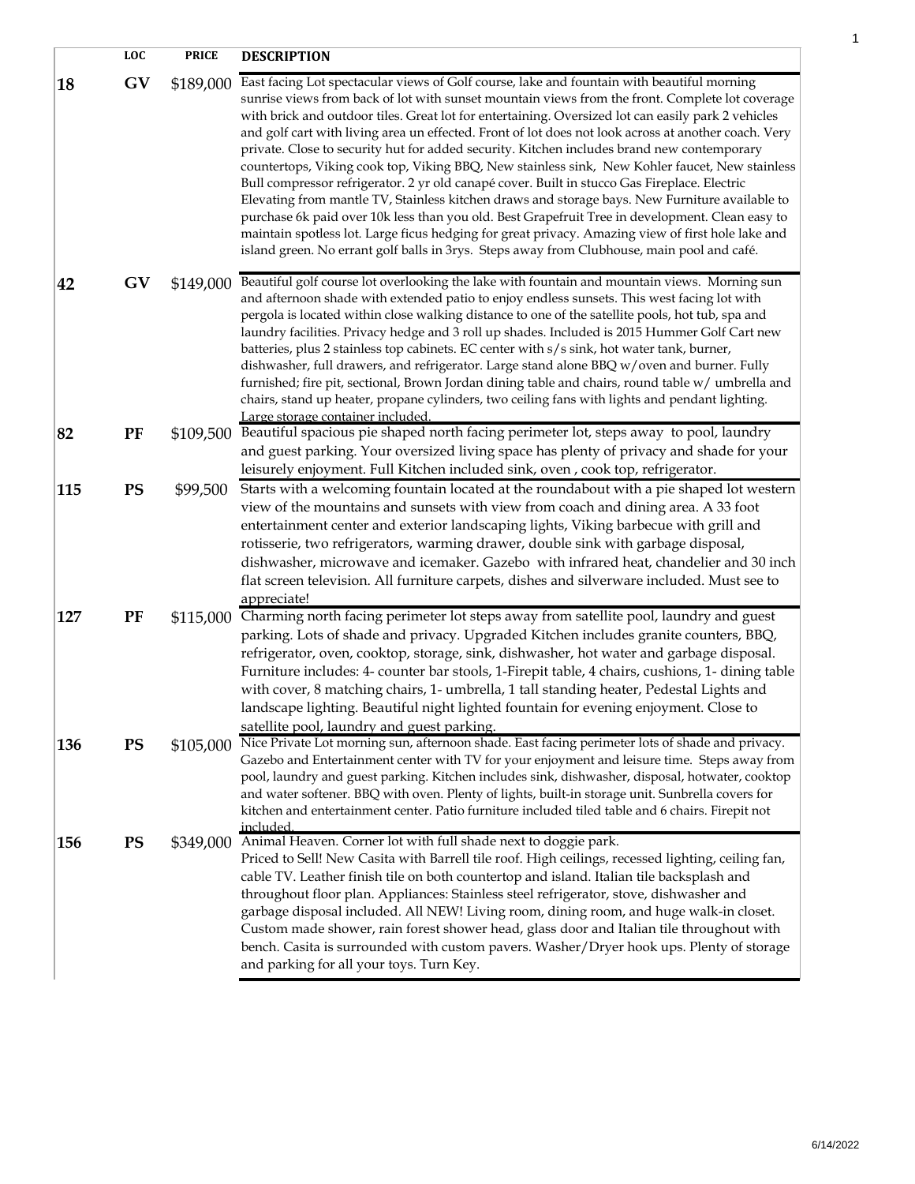| | LOC | PRICE | DESCRIPTION |
|---|---|---|---|
| **18** | **GV** | $189,000 | East facing Lot spectacular views of Golf course, lake and fountain with beautiful morning sunrise views from back of lot with sunset mountain views from the front. Complete lot coverage with brick and outdoor tiles. Great lot for entertaining. Oversized lot can easily park 2 vehicles and golf cart with living area un effected. Front of lot does not look across at another coach. Very private. Close to security hut for added security. Kitchen includes brand new contemporary countertops, Viking cook top, Viking BBQ, New stainless sink, New Kohler faucet, New stainless Bull compressor refrigerator. 2 yr old canapé cover. Built in stucco Gas Fireplace. Electric Elevating from mantle TV, Stainless kitchen draws and storage bays. New Furniture available to purchase 6k paid over 10k less than you old. Best Grapefruit Tree in development. Clean easy to maintain spotless lot. Large ficus hedging for great privacy. Amazing view of first hole lake and island green. No errant golf balls in 3rys. Steps away from Clubhouse, main pool and café. |
| **42** | **GV** | $149,000 | Beautiful golf course lot overlooking the lake with fountain and mountain views. Morning sun and afternoon shade with extended patio to enjoy endless sunsets. This west facing lot with pergola is located within close walking distance to one of the satellite pools, hot tub, spa and laundry facilities. Privacy hedge and 3 roll up shades. Included is 2015 Hummer Golf Cart new batteries, plus 2 stainless top cabinets. EC center with s/s sink, hot water tank, burner, dishwasher, full drawers, and refrigerator. Large stand alone BBQ w/oven and burner. Fully furnished; fire pit, sectional, Brown Jordan dining table and chairs, round table w/ umbrella and chairs, stand up heater, propane cylinders, two ceiling fans with lights and pendant lighting. Large storage container included. |
| **82** | **PF** | $109,500 | Beautiful spacious pie shaped north facing perimeter lot, steps away to pool, laundry and guest parking. Your oversized living space has plenty of privacy and shade for your leisurely enjoyment. Full Kitchen included sink, oven , cook top, refrigerator. |
| **115** | **PS** | $99,500 | Starts with a welcoming fountain located at the roundabout with a pie shaped lot western view of the mountains and sunsets with view from coach and dining area. A 33 foot entertainment center and exterior landscaping lights, Viking barbecue with grill and rotisserie, two refrigerators, warming drawer, double sink with garbage disposal, dishwasher, microwave and icemaker. Gazebo with infrared heat, chandelier and 30 inch flat screen television. All furniture carpets, dishes and silverware included. Must see to appreciate! |
| **127** | **PF** | $115,000 | Charming north facing perimeter lot steps away from satellite pool, laundry and guest parking. Lots of shade and privacy. Upgraded Kitchen includes granite counters, BBQ, refrigerator, oven, cooktop, storage, sink, dishwasher, hot water and garbage disposal. Furniture includes: 4- counter bar stools, 1-Firepit table, 4 chairs, cushions, 1- dining table with cover, 8 matching chairs, 1- umbrella, 1 tall standing heater, Pedestal Lights and landscape lighting. Beautiful night lighted fountain for evening enjoyment. Close to satellite pool, laundry and guest parking. |
| **136** | **PS** | $105,000 | Nice Private Lot morning sun, afternoon shade. East facing perimeter lots of shade and privacy. Gazebo and Entertainment center with TV for your enjoyment and leisure time. Steps away from pool, laundry and guest parking. Kitchen includes sink, dishwasher, disposal, hotwater, cooktop and water softener. BBQ with oven. Plenty of lights, built-in storage unit. Sunbrella covers for kitchen and entertainment center. Patio furniture included tiled table and 6 chairs. Firepit not included. |
| **156** | **PS** | $349,000 | Animal Heaven. Corner lot with full shade next to doggie park. Priced to Sell! New Casita with Barrell tile roof. High ceilings, recessed lighting, ceiling fan, cable TV. Leather finish tile on both countertop and island. Italian tile backsplash and throughout floor plan. Appliances: Stainless steel refrigerator, stove, dishwasher and garbage disposal included. All NEW! Living room, dining room, and huge walk-in closet. Custom made shower, rain forest shower head, glass door and Italian tile throughout with bench. Casita is surrounded with custom pavers. Washer/Dryer hook ups. Plenty of storage and parking for all your toys. Turn Key. |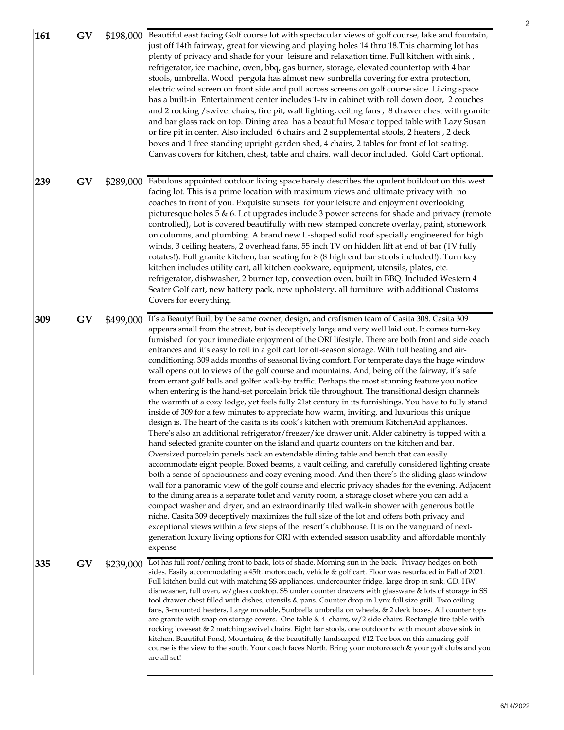| | | | |
|---|---|---|---|
| **161** | **GV** | $198,000 | Beautiful east facing Golf course lot with spectacular views of golf course, lake and fountain, just off 14th fairway, great for viewing and playing holes 14 thru 18.This charming lot has plenty of privacy and shade for your leisure and relaxation time. Full kitchen with sink , refrigerator, ice machine, oven, bbq, gas burner, storage, elevated countertop with 4 bar stools, umbrella. Wood pergola has almost new sunbrella covering for extra protection, electric wind screen on front side and pull across screens on golf course side. Living space has a built-in Entertainment center includes 1-tv in cabinet with roll down door, 2 couches and 2 rocking /swivel chairs, fire pit, wall lighting, ceiling fans , 8 drawer chest with granite and bar glass rack on top. Dining area has a beautiful Mosaic topped table with Lazy Susan or fire pit in center. Also included 6 chairs and 2 supplemental stools, 2 heaters , 2 deck boxes and 1 free standing upright garden shed, 4 chairs, 2 tables for front of lot seating. Canvas covers for kitchen, chest, table and chairs. wall decor included. Gold Cart optional. |
| **239** | **GV** | $289,000 | Fabulous appointed outdoor living space barely describes the opulent buildout on this west facing lot. This is a prime location with maximum views and ultimate privacy with no coaches in front of you. Exquisite sunsets for your leisure and enjoyment overlooking picturesque holes 5 & 6. Lot upgrades include 3 power screens for shade and privacy (remote controlled), Lot is covered beautifully with new stamped concrete overlay, paint, stonework on columns, and plumbing. A brand new L-shaped solid roof specially engineered for high winds, 3 ceiling heaters, 2 overhead fans, 55 inch TV on hidden lift at end of bar (TV fully rotates!). Full granite kitchen, bar seating for 8 (8 high end bar stools included!). Turn key kitchen includes utility cart, all kitchen cookware, equipment, utensils, plates, etc. refrigerator, dishwasher, 2 burner top, convection oven, built in BBQ. Included Western 4 Seater Golf cart, new battery pack, new upholstery, all furniture with additional Customs Covers for everything. |
| **309** | **GV** | $499,000 | It's a Beauty! Built by the same owner, design, and craftsmen team of Casita 308. Casita 309 appears small from the street, but is deceptively large and very well laid out. It comes turn-key furnished for your immediate enjoyment of the ORI lifestyle. There are both front and side coach entrances and it's easy to roll in a golf cart for off-season storage. With full heating and air-conditioning, 309 adds months of seasonal living comfort. For temperate days the huge window wall opens out to views of the golf course and mountains. And, being off the fairway, it's safe from errant golf balls and golfer walk-by traffic. Perhaps the most stunning feature you notice when entering is the hand-set porcelain brick tile throughout. The transitional design channels the warmth of a cozy lodge, yet feels fully 21st century in its furnishings. You have to fully stand inside of 309 for a few minutes to appreciate how warm, inviting, and luxurious this unique design is. The heart of the casita is its cook's kitchen with premium KitchenAid appliances. There's also an additional refrigerator/freezer/ice drawer unit. Alder cabinetry is topped with a hand selected granite counter on the island and quartz counters on the kitchen and bar. Oversized porcelain panels back an extendable dining table and bench that can easily accommodate eight people. Boxed beams, a vault ceiling, and carefully considered lighting create both a sense of spaciousness and cozy evening mood. And then there's the sliding glass window wall for a panoramic view of the golf course and electric privacy shades for the evening. Adjacent to the dining area is a separate toilet and vanity room, a storage closet where you can add a compact washer and dryer, and an extraordinarily tiled walk-in shower with generous bottle niche. Casita 309 deceptively maximizes the full size of the lot and offers both privacy and exceptional views within a few steps of the resort's clubhouse. It is on the vanguard of next-generation luxury living options for ORI with extended season usability and affordable monthly expense |
| **335** | **GV** | $239,000 | Lot has full roof/ceiling front to back, lots of shade. Morning sun in the back. Privacy hedges on both sides. Easily accommodating a 45ft. motorcoach, vehicle & golf cart. Floor was resurfaced in Fall of 2021. Full kitchen build out with matching SS appliances, undercounter fridge, large drop in sink, GD, HW, dishwasher, full oven, w/glass cooktop. SS under counter drawers with glassware & lots of storage in SS tool drawer chest filled with dishes, utensils & pans. Counter drop-in Lynx full size grill. Two ceiling fans, 3-mounted heaters, Large movable, Sunbrella umbrella on wheels, & 2 deck boxes. All counter tops are granite with snap on storage covers. One table & 4 chairs, w/2 side chairs. Rectangle fire table with rocking loveseat & 2 matching swivel chairs. Eight bar stools, one outdoor tv with mount above sink in kitchen. Beautiful Pond, Mountains, & the beautifully landscaped #12 Tee box on this amazing golf course is the view to the south. Your coach faces North. Bring your motorcoach & your golf clubs and you are all set! |